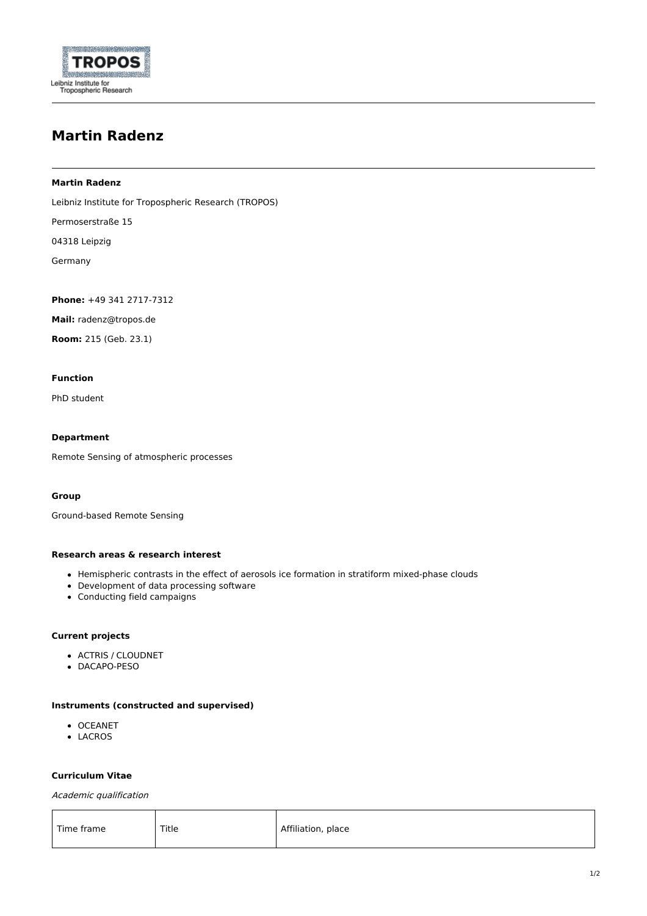# Martin Radenz

**Martin Radenz**

Leibniz Institute for Tropospheric Research (TROPOS)

Permoserstraße 15

04318 Leipzig

Germany

**Phone:** +49 341 2717-7312

**Mail:** radenz@tropos.de

**Room:** 215 (Geb. 23.1)

**Function**

PhD student

**Department**

Remote Sensing of atmospheric processes

**Group**

Ground-based Remote Sensing

**Research areas & research interest**

- Hemispheric contrasts in the effect of aerosols ice formation in stratiform mixed-phase clouds
- Development of data processing software
- Conducting field campaigns

**Current projects**

- ACTRIS / CLOUDNET
- DACAPO-PESO

**Instruments (constructed and supervised)**

- OCEANET
- LACROS

**Curriculum Vitae**

*Academic qualification*

| Time frame | Title | Affiliation, place |
| --- | --- | --- |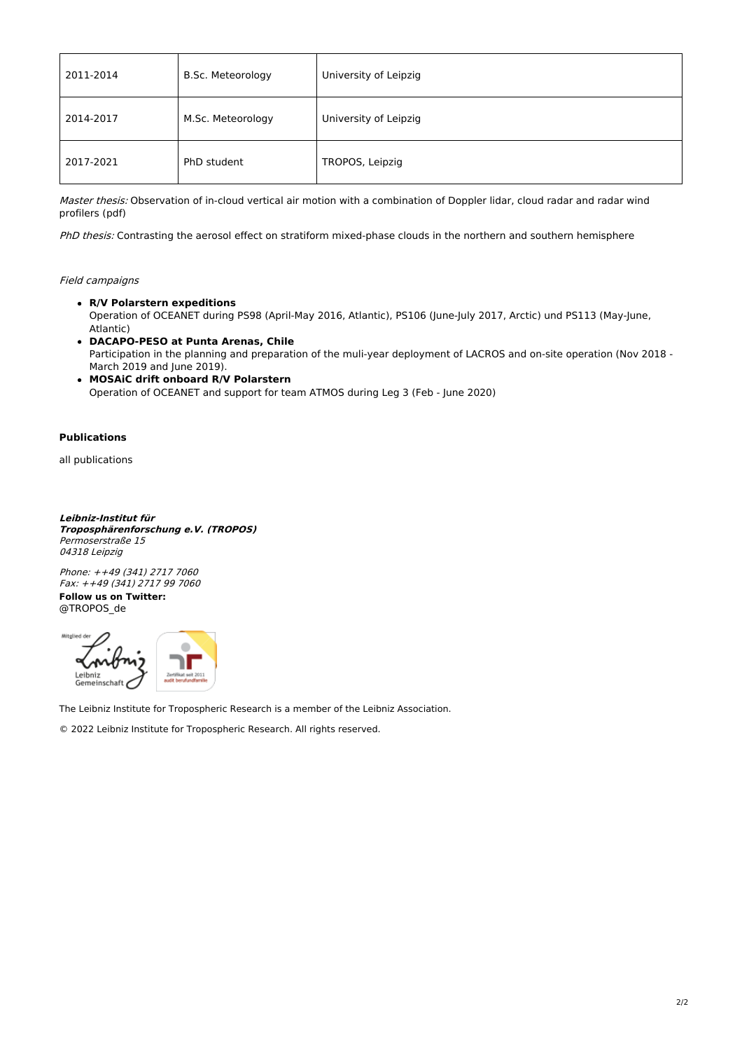| | | |
|---|---|---|
| 2011-2014 | B.Sc. Meteorology | University of Leipzig |
| 2014-2017 | M.Sc. Meteorology | University of Leipzig |
| 2017-2021 | PhD student | TROPOS, Leipzig |

*Master thesis:* Observation of in-cloud vertical air motion with a combination of Doppler lidar, cloud radar and radar wind profilers (pdf)

*PhD thesis:* Contrasting the aerosol effect on stratiform mixed-phase clouds in the northern and southern hemisphere

*Field campaigns*

- **R/V Polarstern expeditions**
  Operation of OCEANET during PS98 (April-May 2016, Atlantic), PS106 (June-July 2017, Arctic) und PS113 (May-June, Atlantic)
- **DACAPO-PESO at Punta Arenas, Chile**
  Participation in the planning and preparation of the muli-year deployment of LACROS and on-site operation (Nov 2018 - March 2019 and June 2019).
- **MOSAiC drift onboard R/V Polarstern**
  Operation of OCEANET and support for team ATMOS during Leg 3 (Feb - June 2020)

**Publications**

all publications

***Leibniz-Institut für Troposphärenforschung e.V. (TROPOS)***
*Permoserstraße 15*
*04318 Leipzig*

*Phone: ++49 (341) 2717 7060*
*Fax: ++49 (341) 2717 99 7060*

**Follow us on Twitter:**
@TROPOS_de

The Leibniz Institute for Tropospheric Research is a member of the Leibniz Association.

© 2022 Leibniz Institute for Tropospheric Research. All rights reserved.